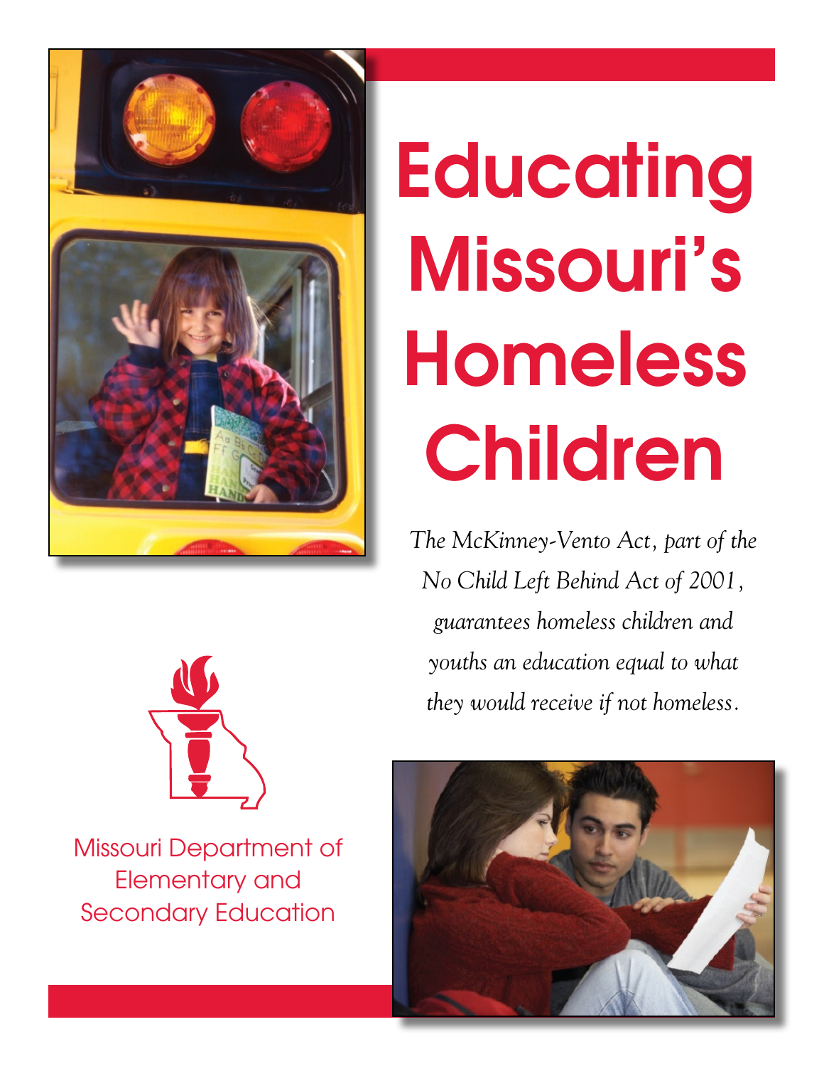# Educating Missouri's Homeless Children

*The McKinney-Vento Act, part of the No Child Left Behind Act of 2001, guarantees homeless children and youths an education equal to what they would receive if not homeless.*

Missouri Department of Elementary and Secondary Education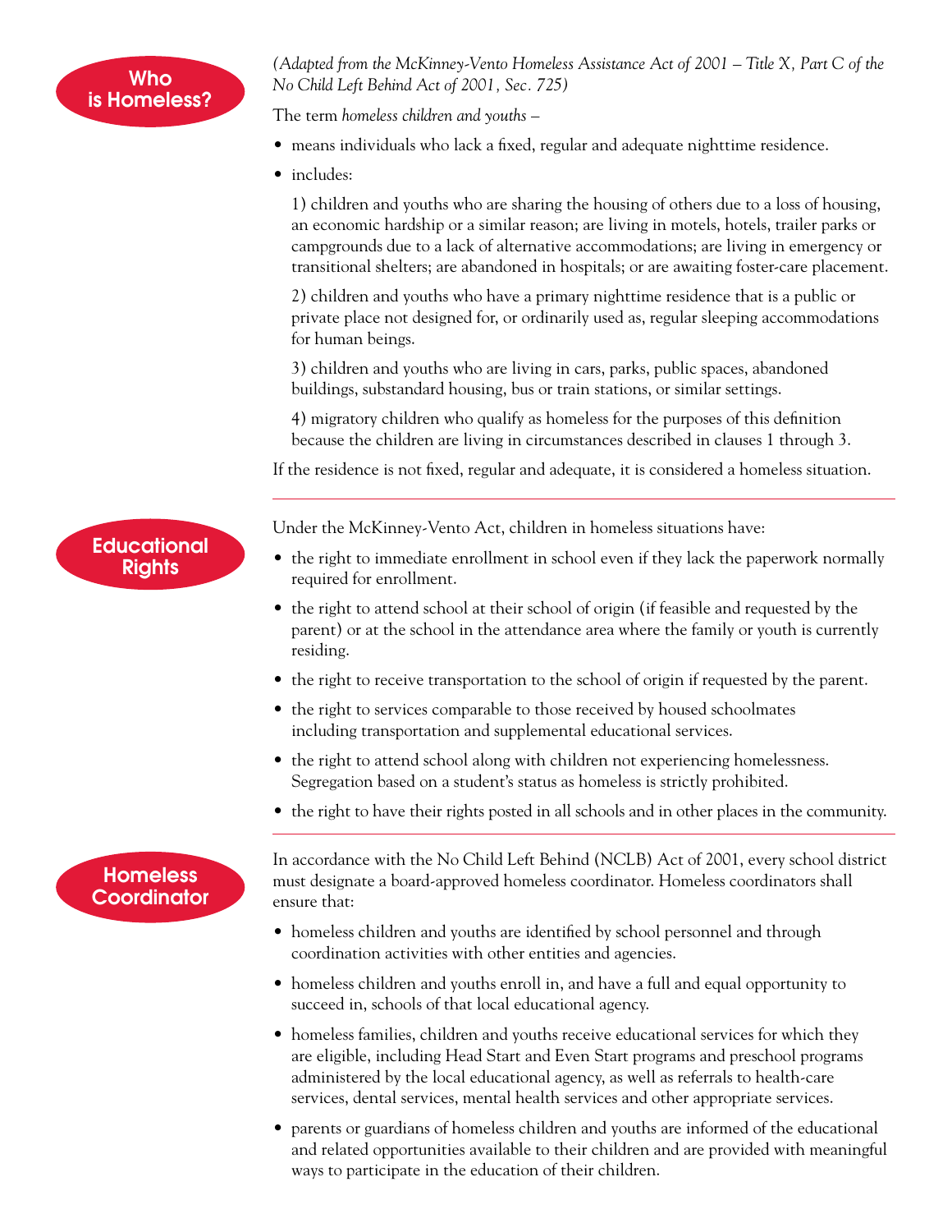## Who is Homeless?

*(Adapted from the McKinney-Vento Homeless Assistance Act of 2001 – Title X, Part C of the No Child Left Behind Act of 2001, Sec. 725)*

The term *homeless children and youths* –

- means individuals who lack a fixed, regular and adequate nighttime residence.
- includes:

  1) children and youths who are sharing the housing of others due to a loss of housing, an economic hardship or a similar reason; are living in motels, hotels, trailer parks or campgrounds due to a lack of alternative accommodations; are living in emergency or transitional shelters; are abandoned in hospitals; or are awaiting foster-care placement.

  2) children and youths who have a primary nighttime residence that is a public or private place not designed for, or ordinarily used as, regular sleeping accommodations for human beings.

  3) children and youths who are living in cars, parks, public spaces, abandoned buildings, substandard housing, bus or train stations, or similar settings.

  4) migratory children who qualify as homeless for the purposes of this definition because the children are living in circumstances described in clauses 1 through 3.

If the residence is not fixed, regular and adequate, it is considered a homeless situation.

---

## Educational Rights

Under the McKinney-Vento Act, children in homeless situations have:

- the right to immediate enrollment in school even if they lack the paperwork normally required for enrollment.
- the right to attend school at their school of origin (if feasible and requested by the parent) or at the school in the attendance area where the family or youth is currently residing.
- the right to receive transportation to the school of origin if requested by the parent.
- the right to services comparable to those received by housed schoolmates including transportation and supplemental educational services.
- the right to attend school along with children not experiencing homelessness. Segregation based on a student's status as homeless is strictly prohibited.
- the right to have their rights posted in all schools and in other places in the community.

---

## Homeless Coordinator

In accordance with the No Child Left Behind (NCLB) Act of 2001, every school district must designate a board-approved homeless coordinator. Homeless coordinators shall ensure that:

- homeless children and youths are identified by school personnel and through coordination activities with other entities and agencies.
- homeless children and youths enroll in, and have a full and equal opportunity to succeed in, schools of that local educational agency.
- homeless families, children and youths receive educational services for which they are eligible, including Head Start and Even Start programs and preschool programs administered by the local educational agency, as well as referrals to health-care services, dental services, mental health services and other appropriate services.
- parents or guardians of homeless children and youths are informed of the educational and related opportunities available to their children and are provided with meaningful ways to participate in the education of their children.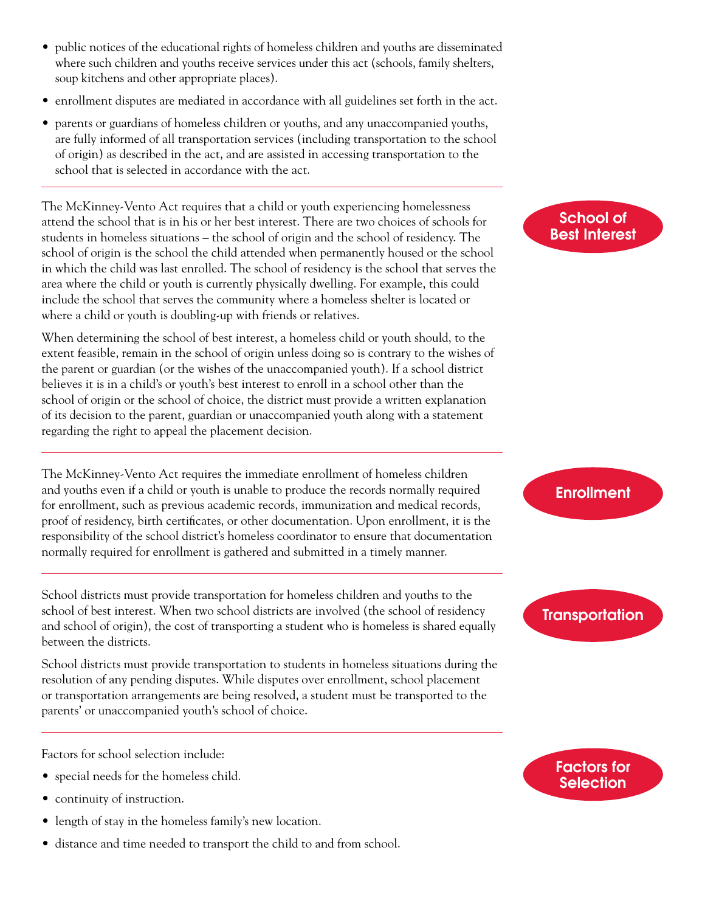- public notices of the educational rights of homeless children and youths are disseminated where such children and youths receive services under this act (schools, family shelters, soup kitchens and other appropriate places).
- enrollment disputes are mediated in accordance with all guidelines set forth in the act.
- parents or guardians of homeless children or youths, and any unaccompanied youths, are fully informed of all transportation services (including transportation to the school of origin) as described in the act, and are assisted in accessing transportation to the school that is selected in accordance with the act.

## School of Best Interest

The McKinney-Vento Act requires that a child or youth experiencing homelessness attend the school that is in his or her best interest. There are two choices of schools for students in homeless situations – the school of origin and the school of residency. The school of origin is the school the child attended when permanently housed or the school in which the child was last enrolled. The school of residency is the school that serves the area where the child or youth is currently physically dwelling. For example, this could include the school that serves the community where a homeless shelter is located or where a child or youth is doubling-up with friends or relatives.

When determining the school of best interest, a homeless child or youth should, to the extent feasible, remain in the school of origin unless doing so is contrary to the wishes of the parent or guardian (or the wishes of the unaccompanied youth). If a school district believes it is in a child's or youth's best interest to enroll in a school other than the school of origin or the school of choice, the district must provide a written explanation of its decision to the parent, guardian or unaccompanied youth along with a statement regarding the right to appeal the placement decision.

## Enrollment

The McKinney-Vento Act requires the immediate enrollment of homeless children and youths even if a child or youth is unable to produce the records normally required for enrollment, such as previous academic records, immunization and medical records, proof of residency, birth certificates, or other documentation. Upon enrollment, it is the responsibility of the school district's homeless coordinator to ensure that documentation normally required for enrollment is gathered and submitted in a timely manner.

## Transportation

School districts must provide transportation for homeless children and youths to the school of best interest. When two school districts are involved (the school of residency and school of origin), the cost of transporting a student who is homeless is shared equally between the districts.

School districts must provide transportation to students in homeless situations during the resolution of any pending disputes. While disputes over enrollment, school placement or transportation arrangements are being resolved, a student must be transported to the parents' or unaccompanied youth's school of choice.

## Factors for Selection

Factors for school selection include:

- special needs for the homeless child.
- continuity of instruction.
- length of stay in the homeless family's new location.
- distance and time needed to transport the child to and from school.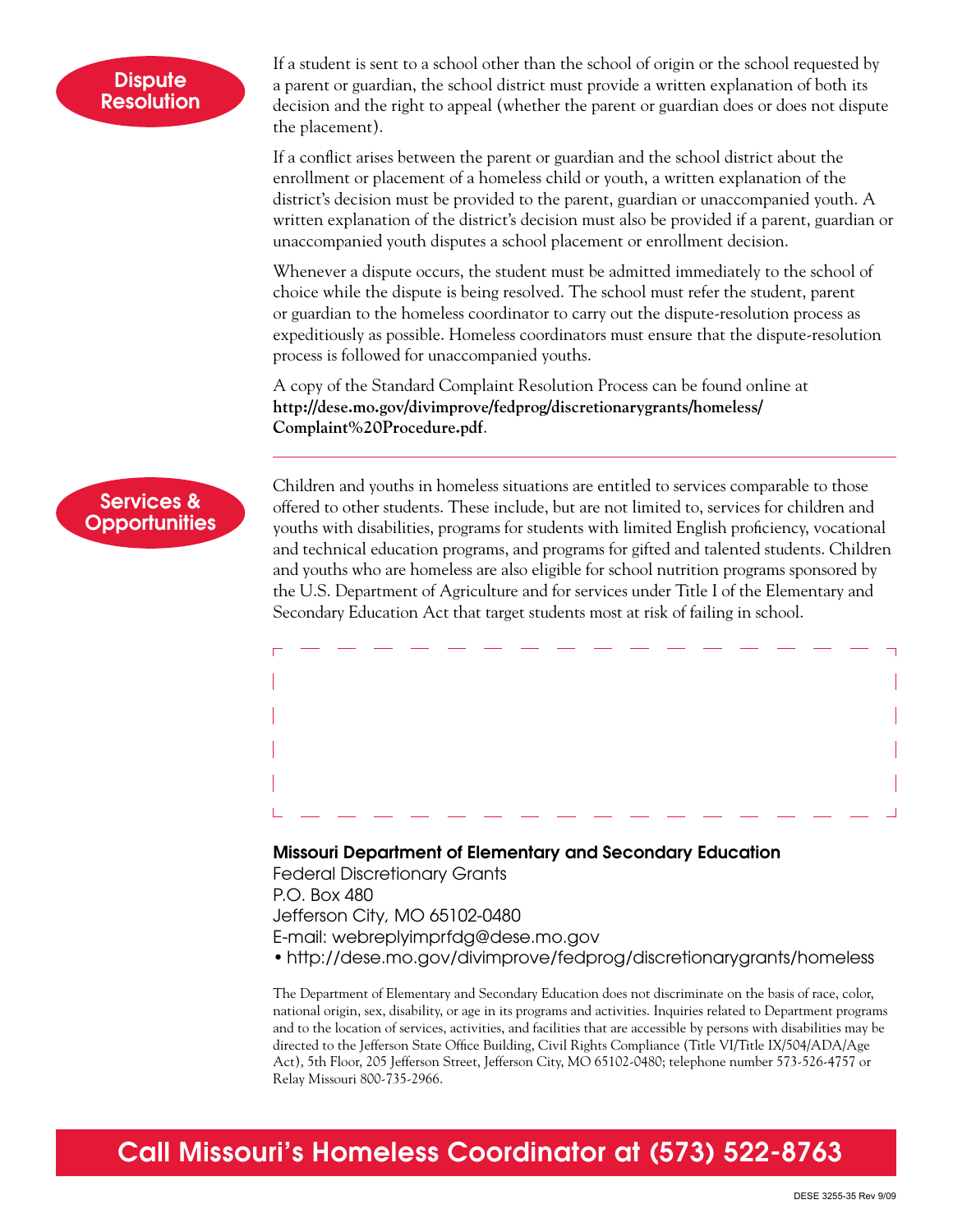## Dispute Resolution

If a student is sent to a school other than the school of origin or the school requested by a parent or guardian, the school district must provide a written explanation of both its decision and the right to appeal (whether the parent or guardian does or does not dispute the placement).

If a conflict arises between the parent or guardian and the school district about the enrollment or placement of a homeless child or youth, a written explanation of the district's decision must be provided to the parent, guardian or unaccompanied youth. A written explanation of the district's decision must also be provided if a parent, guardian or unaccompanied youth disputes a school placement or enrollment decision.

Whenever a dispute occurs, the student must be admitted immediately to the school of choice while the dispute is being resolved. The school must refer the student, parent or guardian to the homeless coordinator to carry out the dispute-resolution process as expeditiously as possible. Homeless coordinators must ensure that the dispute-resolution process is followed for unaccompanied youths.

A copy of the Standard Complaint Resolution Process can be found online at **http://dese.mo.gov/divimprove/fedprog/discretionarygrants/homeless/Complaint%20Procedure.pdf**.

## Services & Opportunities

Children and youths in homeless situations are entitled to services comparable to those offered to other students. These include, but are not limited to, services for children and youths with disabilities, programs for students with limited English proficiency, vocational and technical education programs, and programs for gifted and talented students. Children and youths who are homeless are also eligible for school nutrition programs sponsored by the U.S. Department of Agriculture and for services under Title I of the Elementary and Secondary Education Act that target students most at risk of failing in school.

**Missouri Department of Elementary and Secondary Education**
Federal Discretionary Grants
P.O. Box 480
Jefferson City, MO 65102-0480
E-mail: webreplyimprfdg@dese.mo.gov
• http://dese.mo.gov/divimprove/fedprog/discretionarygrants/homeless

The Department of Elementary and Secondary Education does not discriminate on the basis of race, color, national origin, sex, disability, or age in its programs and activities. Inquiries related to Department programs and to the location of services, activities, and facilities that are accessible by persons with disabilities may be directed to the Jefferson State Office Building, Civil Rights Compliance (Title VI/Title IX/504/ADA/Age Act), 5th Floor, 205 Jefferson Street, Jefferson City, MO 65102-0480; telephone number 573-526-4757 or Relay Missouri 800-735-2966.

## Call Missouri's Homeless Coordinator at (573) 522-8763

DESE 3255-35 Rev 9/09